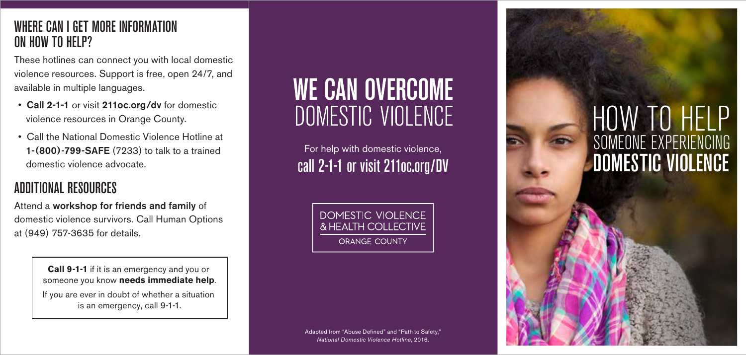## WHERE CAN I GET MORE INFORMATION ON HOW TO HELP?

These hotlines can connect you with local domestic violence resources. Support is free, open 24/7, and available in multiple languages.

- **Call 2-1-1** or visit **211oc.org/dv** for domestic violence resources in Orange County.
- Call the National Domestic Violence Hotline at **1-(800)-799-SAFE** (7233) to talk to a trained domestic violence advocate.

## ADDITIONAL RESOURCES

Attend a **workshop for friends and family** of domestic violence survivors. Call Human Options at (949) 757-3635 for details.

> **Call 9-1-1** if it is an emergency and you or someone you know **needs immediate help**.
>
> If you are ever in doubt of whether a situation is an emergency, call 9-1-1.

# WE CAN OVERCOME DOMESTIC VIOLENCE

For help with domestic violence,
**call 2-1-1 or visit 211oc.org/DV**

DOMESTIC VIOLENCE & HEALTH COLLECTIVE
ORANGE COUNTY

Adapted from "Abuse Defined" and "Path to Safety," *National Domestic Violence Hotline*, 2016.

# HOW TO HELP SOMEONE EXPERIENCING DOMESTIC VIOLENCE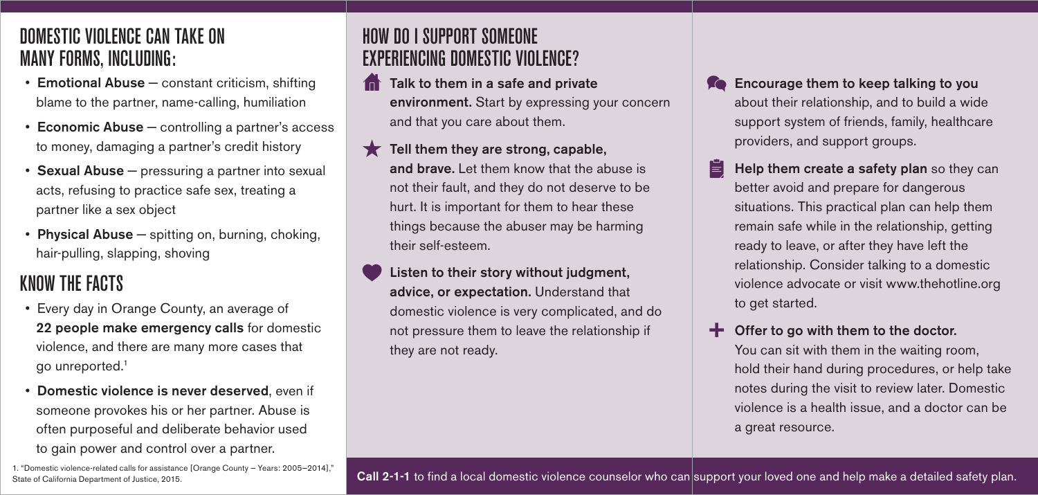## DOMESTIC VIOLENCE CAN TAKE ON MANY FORMS, INCLUDING:

- **Emotional Abuse** — constant criticism, shifting blame to the partner, name-calling, humiliation
- **Economic Abuse** — controlling a partner's access to money, damaging a partner's credit history
- **Sexual Abuse** — pressuring a partner into sexual acts, refusing to practice safe sex, treating a partner like a sex object
- **Physical Abuse** — spitting on, burning, choking, hair-pulling, slapping, shoving

## KNOW THE FACTS

- Every day in Orange County, an average of **22 people make emergency calls** for domestic violence, and there are many more cases that go unreported.[1]
- **Domestic violence is never deserved**, even if someone provokes his or her partner. Abuse is often purposeful and deliberate behavior used to gain power and control over a partner.

1. "Domestic violence-related calls for assistance [Orange County – Years: 2005–2014]," State of California Department of Justice, 2015.

## HOW DO I SUPPORT SOMEONE EXPERIENCING DOMESTIC VIOLENCE?

**Talk to them in a safe and private environment.** Start by expressing your concern and that you care about them.

**Tell them they are strong, capable, and brave.** Let them know that the abuse is not their fault, and they do not deserve to be hurt. It is important for them to hear these things because the abuser may be harming their self-esteem.

**Listen to their story without judgment, advice, or expectation.** Understand that domestic violence is very complicated, and do not pressure them to leave the relationship if they are not ready.

**Encourage them to keep talking to you** about their relationship, and to build a wide support system of friends, family, healthcare providers, and support groups.

**Help them create a safety plan** so they can better avoid and prepare for dangerous situations. This practical plan can help them remain safe while in the relationship, getting ready to leave, or after they have left the relationship. Consider talking to a domestic violence advocate or visit www.thehotline.org to get started.

**Offer to go with them to the doctor.** You can sit with them in the waiting room, hold their hand during procedures, or help take notes during the visit to review later. Domestic violence is a health issue, and a doctor can be a great resource.

**Call 2-1-1** to find a local domestic violence counselor who can support your loved one and help make a detailed safety plan.